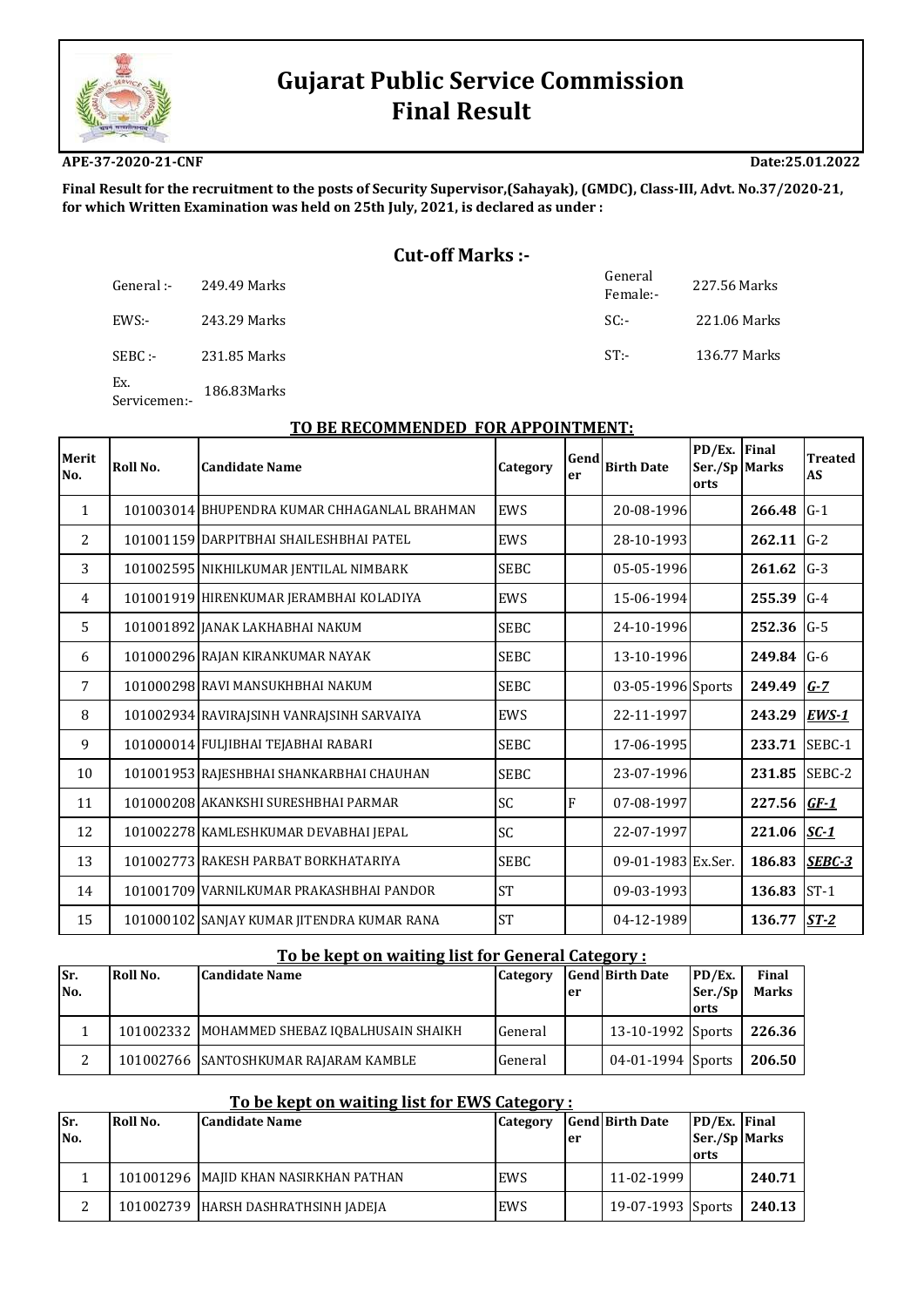# Gujarat Public Service Commission
# Final Result

**APE-37-2020-21-CNF** **Date:25.01.2022**

**Final Result for the recruitment to the posts of Security Supervisor,(Sahayak), (GMDC), Class-III, Advt. No.37/2020-21, for which Written Examination was held on 25th July, 2021, is declared as under :**

## Cut-off Marks :-

| | | | |
|---|---|---|---|
| General :- | 249.49 Marks | General Female:- | 227.56 Marks |
| EWS:- | 243.29 Marks | SC:- | 221.06 Marks |
| SEBC :- | 231.85 Marks | ST:- | 136.77 Marks |
| Ex. Servicemen:- | 186.83Marks | | |

### TO BE RECOMMENDED FOR APPOINTMENT:

| Merit No. | Roll No. | Candidate Name | Category | Gender | Birth Date | PD/Ex. Ser./Sports | Final Marks | Treated AS |
|---|---|---|---|---|---|---|---|---|
| 1 | 101003014 | BHUPENDRA KUMAR CHHAGANLAL BRAHMAN | EWS | | 20-08-1996 | | **266.48** | G-1 |
| 2 | 101001159 | DARPITBHAI SHAILESHBHAI PATEL | EWS | | 28-10-1993 | | **262.11** | G-2 |
| 3 | 101002595 | NIKHILKUMAR JENTILAL NIMBARK | SEBC | | 05-05-1996 | | **261.62** | G-3 |
| 4 | 101001919 | HIRENKUMAR JERAMBHAI KOLADIYA | EWS | | 15-06-1994 | | **255.39** | G-4 |
| 5 | 101001892 | JANAK LAKHABHAI NAKUM | SEBC | | 24-10-1996 | | **252.36** | G-5 |
| 6 | 101000296 | RAJAN KIRANKUMAR NAYAK | SEBC | | 13-10-1996 | | **249.84** | G-6 |
| 7 | 101000298 | RAVI MANSUKHBHAI NAKUM | SEBC | | 03-05-1996 | Sports | **249.49** | ***G-7*** |
| 8 | 101002934 | RAVIRAJSINH VANRAJSINH SARVAIYA | EWS | | 22-11-1997 | | **243.29** | ***EWS-1*** |
| 9 | 101000014 | FULJIBHAI TEJABHAI RABARI | SEBC | | 17-06-1995 | | **233.71** | SEBC-1 |
| 10 | 101001953 | RAJESHBHAI SHANKARBHAI CHAUHAN | SEBC | | 23-07-1996 | | **231.85** | SEBC-2 |
| 11 | 101000208 | AKANKSHI SURESHBHAI PARMAR | SC | F | 07-08-1997 | | **227.56** | ***GF-1*** |
| 12 | 101002278 | KAMLESHKUMAR DEVABHAI JEPAL | SC | | 22-07-1997 | | **221.06** | ***SC-1*** |
| 13 | 101002773 | RAKESH PARBAT BORKHATARIYA | SEBC | | 09-01-1983 | Ex.Ser. | **186.83** | ***SEBC-3*** |
| 14 | 101001709 | VARNILKUMAR PRAKASHBHAI PANDOR | ST | | 09-03-1993 | | **136.83** | ST-1 |
| 15 | 101000102 | SANJAY KUMAR JITENDRA KUMAR RANA | ST | | 04-12-1989 | | **136.77** | ***ST-2*** |

### To be kept on waiting list for General Category :

| Sr. No. | Roll No. | Candidate Name | Category | Gender | Birth Date | PD/Ex. Ser./Sports | Final Marks |
|---|---|---|---|---|---|---|---|
| 1 | 101002332 | MOHAMMED SHEBAZ IQBALHUSAIN SHAIKH | General | | 13-10-1992 | Sports | **226.36** |
| 2 | 101002766 | SANTOSHKUMAR RAJARAM KAMBLE | General | | 04-01-1994 | Sports | **206.50** |

### To be kept on waiting list for EWS Category :

| Sr. No. | Roll No. | Candidate Name | Category | Gender | Birth Date | PD/Ex. Ser./Sports | Final Marks |
|---|---|---|---|---|---|---|---|
| 1 | 101001296 | MAJID KHAN NASIRKHAN PATHAN | EWS | | 11-02-1999 | | **240.71** |
| 2 | 101002739 | HARSH DASHRATHSINH JADEJA | EWS | | 19-07-1993 | Sports | **240.13** |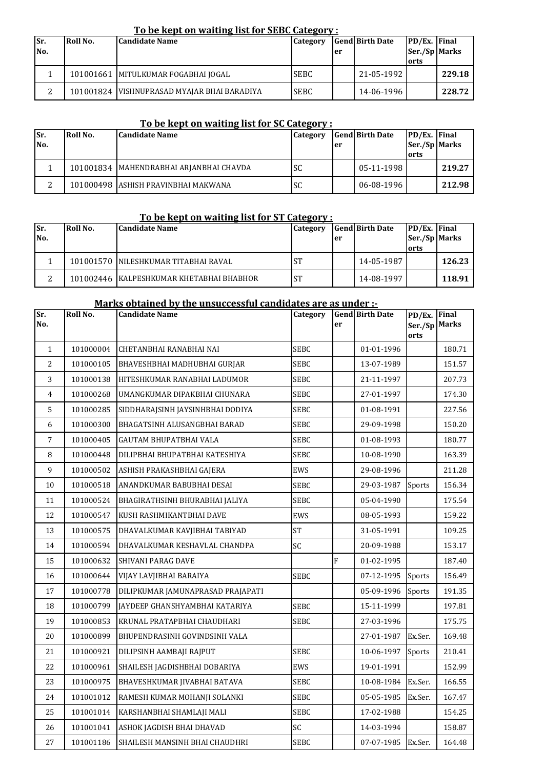**To be kept on waiting list for SEBC Category :**

| Sr. No. | Roll No. | Candidate Name | Category | Gender | Birth Date | PD/Ex. Ser./Sports | Final Marks |
|---|---|---|---|---|---|---|---|
| 1 | 101001661 | MITULKUMAR FOGABHAI JOGAL | SEBC | | 21-05-1992 | | **229.18** |
| 2 | 101001824 | VISHNUPRASAD MYAJAR BHAI BARADIYA | SEBC | | 14-06-1996 | | **228.72** |

**To be kept on waiting list for SC Category :**

| Sr. No. | Roll No. | Candidate Name | Category | Gender | Birth Date | PD/Ex. Ser./Sports | Final Marks |
|---|---|---|---|---|---|---|---|
| 1 | 101001834 | MAHENDRABHAI ARJANBHAI CHAVDA | SC | | 05-11-1998 | | **219.27** |
| 2 | 101000498 | ASHISH PRAVINBHAI MAKWANA | SC | | 06-08-1996 | | **212.98** |

**To be kept on waiting list for ST Category :**

| Sr. No. | Roll No. | Candidate Name | Category | Gender | Birth Date | PD/Ex. Ser./Sports | Final Marks |
|---|---|---|---|---|---|---|---|
| 1 | 101001570 | NILESHKUMAR TITABHAI RAVAL | ST | | 14-05-1987 | | **126.23** |
| 2 | 101002446 | KALPESHKUMAR KHETABHAI BHABHOR | ST | | 14-08-1997 | | **118.91** |

**Marks obtained by the unsuccessful candidates are as under :-**

| Sr. No. | Roll No. | Candidate Name | Category | Gender | Birth Date | PD/Ex. Ser./Sports | Final Marks |
|---|---|---|---|---|---|---|---|
| 1 | 101000004 | CHETANBHAI RANABHAI NAI | SEBC | | 01-01-1996 | | 180.71 |
| 2 | 101000105 | BHAVESHBHAI MADHUBHAI GURJAR | SEBC | | 13-07-1989 | | 151.57 |
| 3 | 101000138 | HITESHKUMAR RANABHAI LADUMOR | SEBC | | 21-11-1997 | | 207.73 |
| 4 | 101000268 | UMANGKUMAR DIPAKBHAI CHUNARA | SEBC | | 27-01-1997 | | 174.30 |
| 5 | 101000285 | SIDDHARAJSINH JAYSINHBHAI DODIYA | SEBC | | 01-08-1991 | | 227.56 |
| 6 | 101000300 | BHAGATSINH ALUSANGBHAI BARAD | SEBC | | 29-09-1998 | | 150.20 |
| 7 | 101000405 | GAUTAM BHUPATBHAI VALA | SEBC | | 01-08-1993 | | 180.77 |
| 8 | 101000448 | DILIPBHAI BHUPATBHAI KATESHIYA | SEBC | | 10-08-1990 | | 163.39 |
| 9 | 101000502 | ASHISH PRAKASHBHAI GAJERA | EWS | | 29-08-1996 | | 211.28 |
| 10 | 101000518 | ANANDKUMAR BABUBHAI DESAI | SEBC | | 29-03-1987 | Sports | 156.34 |
| 11 | 101000524 | BHAGIRATHSINH BHURABHAI JALIYA | SEBC | | 05-04-1990 | | 175.54 |
| 12 | 101000547 | KUSH RASHMIKANTBHAI DAVE | EWS | | 08-05-1993 | | 159.22 |
| 13 | 101000575 | DHAVALKUMAR KAVJIBHAI TABIYAD | ST | | 31-05-1991 | | 109.25 |
| 14 | 101000594 | DHAVALKUMAR KESHAVLAL CHANDPA | SC | | 20-09-1988 | | 153.17 |
| 15 | 101000632 | SHIVANI PARAG DAVE | | F | 01-02-1995 | | 187.40 |
| 16 | 101000644 | VIJAY LAVJIBHAI BARAIYA | SEBC | | 07-12-1995 | Sports | 156.49 |
| 17 | 101000778 | DILIPKUMAR JAMUNAPRASAD PRAJAPATI | | | 05-09-1996 | Sports | 191.35 |
| 18 | 101000799 | JAYDEEP GHANSHYAMBHAI KATARIYA | SEBC | | 15-11-1999 | | 197.81 |
| 19 | 101000853 | KRUNAL PRATAPBHAI CHAUDHARI | SEBC | | 27-03-1996 | | 175.75 |
| 20 | 101000899 | BHUPENDRASINH GOVINDSINH VALA | | | 27-01-1987 | Ex.Ser. | 169.48 |
| 21 | 101000921 | DILIPSINH AAMBAJI RAJPUT | SEBC | | 10-06-1997 | Sports | 210.41 |
| 22 | 101000961 | SHAILESH JAGDISHBHAI DOBARIYA | EWS | | 19-01-1991 | | 152.99 |
| 23 | 101000975 | BHAVESHKUMAR JIVABHAI BATAVA | SEBC | | 10-08-1984 | Ex.Ser. | 166.55 |
| 24 | 101001012 | RAMESH KUMAR MOHANJI SOLANKI | SEBC | | 05-05-1985 | Ex.Ser. | 167.47 |
| 25 | 101001014 | KARSHANBHAI SHAMLAJI MALI | SEBC | | 17-02-1988 | | 154.25 |
| 26 | 101001041 | ASHOK JAGDISH BHAI DHAVAD | SC | | 14-03-1994 | | 158.87 |
| 27 | 101001186 | SHAILESH MANSINH BHAI CHAUDHRI | SEBC | | 07-07-1985 | Ex.Ser. | 164.48 |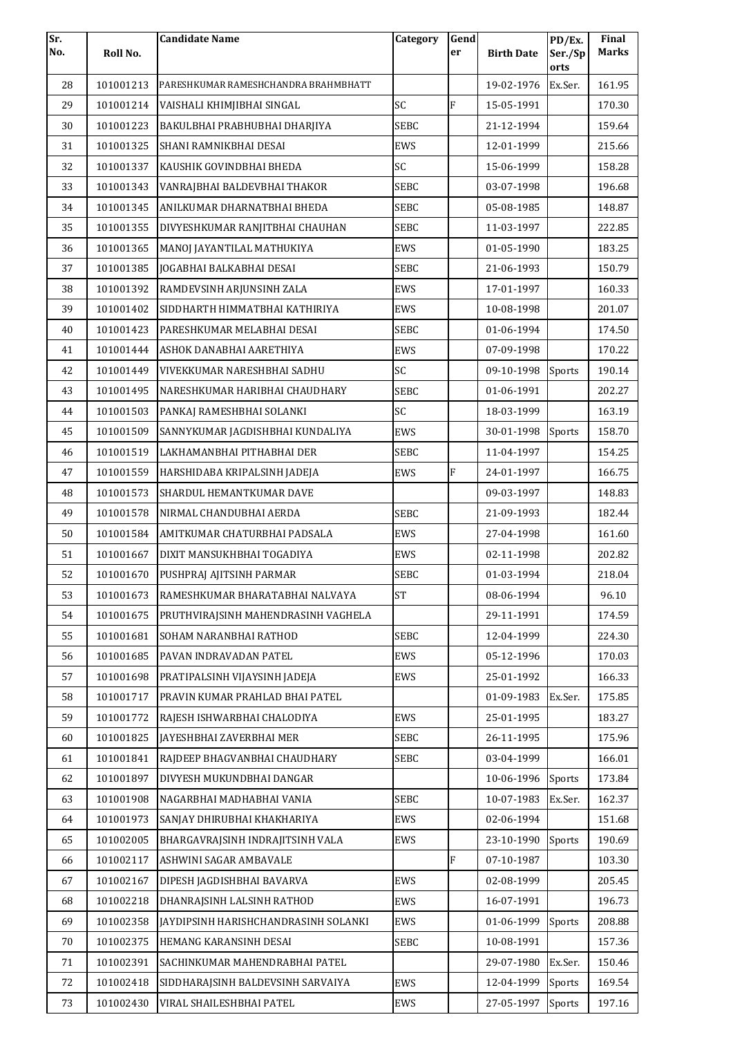| Sr. No. | Roll No. | Candidate Name | Category | Gender | Birth Date | PD/Ex. Ser./Sports | Final Marks |
|---|---|---|---|---|---|---|---|
| 28 | 101001213 | PARESHKUMAR RAMESHCHANDRA BRAHMBHATT | | | 19-02-1976 | Ex.Ser. | 161.95 |
| 29 | 101001214 | VAISHALI KHIMJIBHAI SINGAL | SC | F | 15-05-1991 | | 170.30 |
| 30 | 101001223 | BAKULBHAI PRABHUBHAI DHARJIYA | SEBC | | 21-12-1994 | | 159.64 |
| 31 | 101001325 | SHANI RAMNIKBHAI DESAI | EWS | | 12-01-1999 | | 215.66 |
| 32 | 101001337 | KAUSHIK GOVINDBHAI BHEDA | SC | | 15-06-1999 | | 158.28 |
| 33 | 101001343 | VANRAJBHAI BALDEVBHAI THAKOR | SEBC | | 03-07-1998 | | 196.68 |
| 34 | 101001345 | ANILKUMAR DHARNATBHAI BHEDA | SEBC | | 05-08-1985 | | 148.87 |
| 35 | 101001355 | DIVYESHKUMAR RANJITBHAI CHAUHAN | SEBC | | 11-03-1997 | | 222.85 |
| 36 | 101001365 | MANOJ JAYANTILAL MATHUKIYA | EWS | | 01-05-1990 | | 183.25 |
| 37 | 101001385 | JOGABHAI BALKABHAI DESAI | SEBC | | 21-06-1993 | | 150.79 |
| 38 | 101001392 | RAMDEVSINH ARJUNSINH ZALA | EWS | | 17-01-1997 | | 160.33 |
| 39 | 101001402 | SIDDHARTH HIMMATBHAI KATHIRIYA | EWS | | 10-08-1998 | | 201.07 |
| 40 | 101001423 | PARESHKUMAR MELABHAI DESAI | SEBC | | 01-06-1994 | | 174.50 |
| 41 | 101001444 | ASHOK DANABHAI AARETHIYA | EWS | | 07-09-1998 | | 170.22 |
| 42 | 101001449 | VIVEKKUMAR NARESHBHAI SADHU | SC | | 09-10-1998 | Sports | 190.14 |
| 43 | 101001495 | NARESHKUMAR HARIBHAI CHAUDHARY | SEBC | | 01-06-1991 | | 202.27 |
| 44 | 101001503 | PANKAJ RAMESHBHAI SOLANKI | SC | | 18-03-1999 | | 163.19 |
| 45 | 101001509 | SANNYKUMAR JAGDISHBHAI KUNDALIYA | EWS | | 30-01-1998 | Sports | 158.70 |
| 46 | 101001519 | LAKHAMANBHAI PITHABHAI DER | SEBC | | 11-04-1997 | | 154.25 |
| 47 | 101001559 | HARSHIDABA KRIPALSINH JADEJA | EWS | F | 24-01-1997 | | 166.75 |
| 48 | 101001573 | SHARDUL HEMANTKUMAR DAVE | | | 09-03-1997 | | 148.83 |
| 49 | 101001578 | NIRMAL CHANDUBHAI AERDA | SEBC | | 21-09-1993 | | 182.44 |
| 50 | 101001584 | AMITKUMAR CHATURBHAI PADSALA | EWS | | 27-04-1998 | | 161.60 |
| 51 | 101001667 | DIXIT MANSUKHBHAI TOGADIYA | EWS | | 02-11-1998 | | 202.82 |
| 52 | 101001670 | PUSHPRAJ AJITSINH PARMAR | SEBC | | 01-03-1994 | | 218.04 |
| 53 | 101001673 | RAMESHKUMAR BHARATABHAI NALVAYA | ST | | 08-06-1994 | | 96.10 |
| 54 | 101001675 | PRUTHVIRAJSINH MAHENDRASINH VAGHELA | | | 29-11-1991 | | 174.59 |
| 55 | 101001681 | SOHAM NARANBHAI RATHOD | SEBC | | 12-04-1999 | | 224.30 |
| 56 | 101001685 | PAVAN INDRAVADAN PATEL | EWS | | 05-12-1996 | | 170.03 |
| 57 | 101001698 | PRATIPALSINH VIJAYSINH JADEJA | EWS | | 25-01-1992 | | 166.33 |
| 58 | 101001717 | PRAVIN KUMAR PRAHLAD BHAI PATEL | | | 01-09-1983 | Ex.Ser. | 175.85 |
| 59 | 101001772 | RAJESH ISHWARBHAI CHALODIYA | EWS | | 25-01-1995 | | 183.27 |
| 60 | 101001825 | JAYESHBHAI ZAVERBHAI MER | SEBC | | 26-11-1995 | | 175.96 |
| 61 | 101001841 | RAJDEEP BHAGVANBHAI CHAUDHARY | SEBC | | 03-04-1999 | | 166.01 |
| 62 | 101001897 | DIVYESH MUKUNDBHAI DANGAR | | | 10-06-1996 | Sports | 173.84 |
| 63 | 101001908 | NAGARBHAI MADHABHAI VANIA | SEBC | | 10-07-1983 | Ex.Ser. | 162.37 |
| 64 | 101001973 | SANJAY DHIRUBHAI KHAKHARIYA | EWS | | 02-06-1994 | | 151.68 |
| 65 | 101002005 | BHARGAVRAJSINH INDRAJITSINH VALA | EWS | | 23-10-1990 | Sports | 190.69 |
| 66 | 101002117 | ASHWINI SAGAR AMBAVALE | | F | 07-10-1987 | | 103.30 |
| 67 | 101002167 | DIPESH JAGDISHBHAI BAVARVA | EWS | | 02-08-1999 | | 205.45 |
| 68 | 101002218 | DHANRAJSINH LALSINH RATHOD | EWS | | 16-07-1991 | | 196.73 |
| 69 | 101002358 | JAYDIPSINH HARISHCHANDRASINH SOLANKI | EWS | | 01-06-1999 | Sports | 208.88 |
| 70 | 101002375 | HEMANG KARANSINH DESAI | SEBC | | 10-08-1991 | | 157.36 |
| 71 | 101002391 | SACHINKUMAR MAHENDRABHAI PATEL | | | 29-07-1980 | Ex.Ser. | 150.46 |
| 72 | 101002418 | SIDDHARAJSINH BALDEVSINH SARVAIYA | EWS | | 12-04-1999 | Sports | 169.54 |
| 73 | 101002430 | VIRAL SHAILESHBHAI PATEL | EWS | | 27-05-1997 | Sports | 197.16 |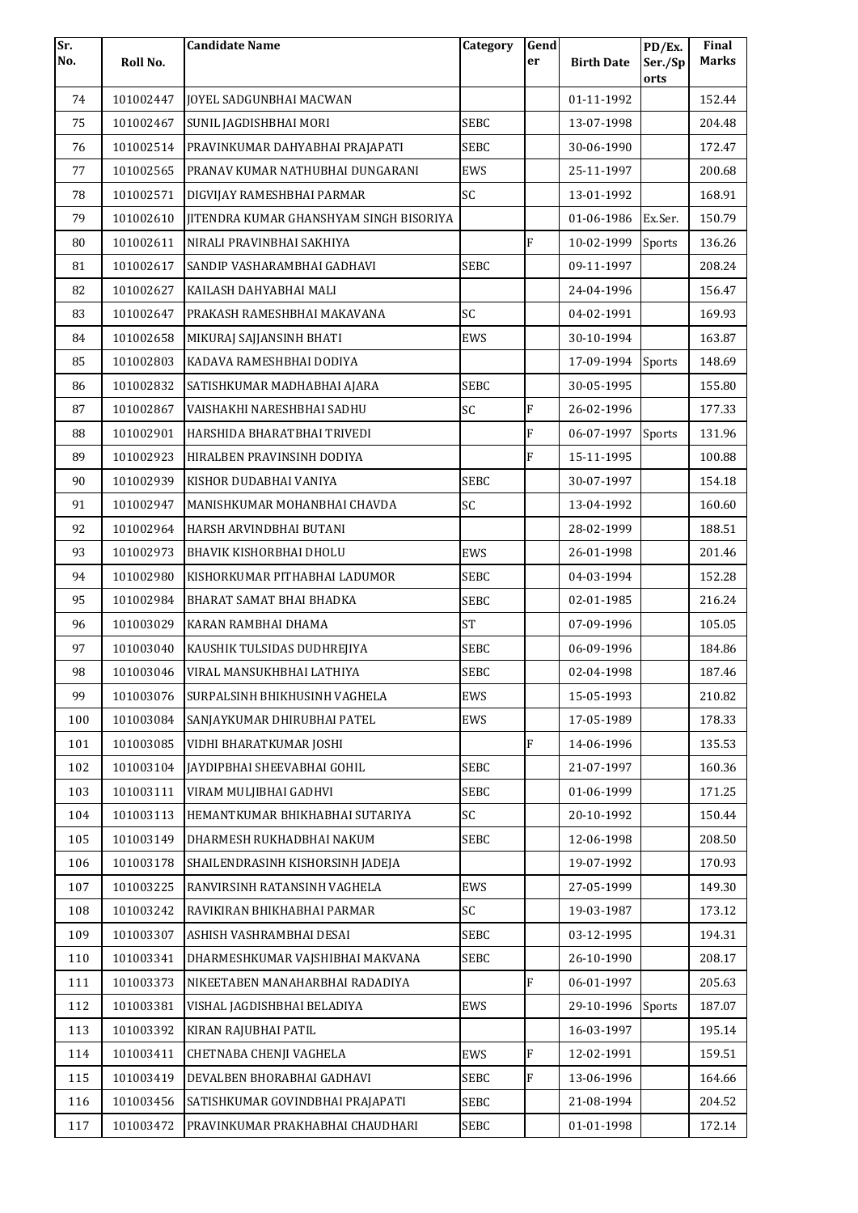| Sr. No. | Roll No. | Candidate Name | Category | Gender | Birth Date | PD/Ex. Ser./Sports | Final Marks |
|---|---|---|---|---|---|---|---|
| 74 | 101002447 | JOYEL SADGUNBHAI MACWAN | | | 01-11-1992 | | 152.44 |
| 75 | 101002467 | SUNIL JAGDISHBHAI MORI | SEBC | | 13-07-1998 | | 204.48 |
| 76 | 101002514 | PRAVINKUMAR DAHYABHAI PRAJAPATI | SEBC | | 30-06-1990 | | 172.47 |
| 77 | 101002565 | PRANAV KUMAR NATHUBHAI DUNGARANI | EWS | | 25-11-1997 | | 200.68 |
| 78 | 101002571 | DIGVIJAY RAMESHBHAI PARMAR | SC | | 13-01-1992 | | 168.91 |
| 79 | 101002610 | JITENDRA KUMAR GHANSHYAM SINGH BISORIYA | | | 01-06-1986 | Ex.Ser. | 150.79 |
| 80 | 101002611 | NIRALI PRAVINBHAI SAKHIYA | | F | 10-02-1999 | Sports | 136.26 |
| 81 | 101002617 | SANDIP VASHARAMBHAI GADHAVI | SEBC | | 09-11-1997 | | 208.24 |
| 82 | 101002627 | KAILASH DAHYABHAI MALI | | | 24-04-1996 | | 156.47 |
| 83 | 101002647 | PRAKASH RAMESHBHAI MAKAVANA | SC | | 04-02-1991 | | 169.93 |
| 84 | 101002658 | MIKURAJ SAJJANSINH BHATI | EWS | | 30-10-1994 | | 163.87 |
| 85 | 101002803 | KADAVA RAMESHBHAI DODIYA | | | 17-09-1994 | Sports | 148.69 |
| 86 | 101002832 | SATISHKUMAR MADHABHAI AJARA | SEBC | | 30-05-1995 | | 155.80 |
| 87 | 101002867 | VAISHAKHI NARESHBHAI SADHU | SC | F | 26-02-1996 | | 177.33 |
| 88 | 101002901 | HARSHIDA BHARATBHAI TRIVEDI | | F | 06-07-1997 | Sports | 131.96 |
| 89 | 101002923 | HIRALBEN PRAVINSINH DODIYA | | F | 15-11-1995 | | 100.88 |
| 90 | 101002939 | KISHOR DUDABHAI VANIYA | SEBC | | 30-07-1997 | | 154.18 |
| 91 | 101002947 | MANISHKUMAR MOHANBHAI CHAVDA | SC | | 13-04-1992 | | 160.60 |
| 92 | 101002964 | HARSH ARVINDBHAI BUTANI | | | 28-02-1999 | | 188.51 |
| 93 | 101002973 | BHAVIK KISHORBHAI DHOLU | EWS | | 26-01-1998 | | 201.46 |
| 94 | 101002980 | KISHORKUMAR PITHABHAI LADUMOR | SEBC | | 04-03-1994 | | 152.28 |
| 95 | 101002984 | BHARAT SAMAT BHAI BHADKA | SEBC | | 02-01-1985 | | 216.24 |
| 96 | 101003029 | KARAN RAMBHAI DHAMA | ST | | 07-09-1996 | | 105.05 |
| 97 | 101003040 | KAUSHIK TULSIDAS DUDHREJIYA | SEBC | | 06-09-1996 | | 184.86 |
| 98 | 101003046 | VIRAL MANSUKHBHAI LATHIYA | SEBC | | 02-04-1998 | | 187.46 |
| 99 | 101003076 | SURPALSINH BHIKHUSINH VAGHELA | EWS | | 15-05-1993 | | 210.82 |
| 100 | 101003084 | SANJAYKUMAR DHIRUBHAI PATEL | EWS | | 17-05-1989 | | 178.33 |
| 101 | 101003085 | VIDHI BHARATKUMAR JOSHI | | F | 14-06-1996 | | 135.53 |
| 102 | 101003104 | JAYDIPBHAI SHEEVABHAI GOHIL | SEBC | | 21-07-1997 | | 160.36 |
| 103 | 101003111 | VIRAM MULJIBHAI GADHVI | SEBC | | 01-06-1999 | | 171.25 |
| 104 | 101003113 | HEMANTKUMAR BHIKHABHAI SUTARIYA | SC | | 20-10-1992 | | 150.44 |
| 105 | 101003149 | DHARMESH RUKHADBHAI NAKUM | SEBC | | 12-06-1998 | | 208.50 |
| 106 | 101003178 | SHAILENDRASINH KISHORSINH JADEJA | | | 19-07-1992 | | 170.93 |
| 107 | 101003225 | RANVIRSINH RATANSINH VAGHELA | EWS | | 27-05-1999 | | 149.30 |
| 108 | 101003242 | RAVIKIRAN BHIKHABHAI PARMAR | SC | | 19-03-1987 | | 173.12 |
| 109 | 101003307 | ASHISH VASHRAMBHAI DESAI | SEBC | | 03-12-1995 | | 194.31 |
| 110 | 101003341 | DHARMESHKUMAR VAJSHIBHAI MAKVANA | SEBC | | 26-10-1990 | | 208.17 |
| 111 | 101003373 | NIKEETABEN MANAHARBHAI RADADIYA | | F | 06-01-1997 | | 205.63 |
| 112 | 101003381 | VISHAL JAGDISHBHAI BELADIYA | EWS | | 29-10-1996 | Sports | 187.07 |
| 113 | 101003392 | KIRAN RAJUBHAI PATIL | | | 16-03-1997 | | 195.14 |
| 114 | 101003411 | CHETNABA CHENJI VAGHELA | EWS | F | 12-02-1991 | | 159.51 |
| 115 | 101003419 | DEVALBEN BHORABHAI GADHAVI | SEBC | F | 13-06-1996 | | 164.66 |
| 116 | 101003456 | SATISHKUMAR GOVINDBHAI PRAJAPATI | SEBC | | 21-08-1994 | | 204.52 |
| 117 | 101003472 | PRAVINKUMAR PRAKHABHAI CHAUDHARI | SEBC | | 01-01-1998 | | 172.14 |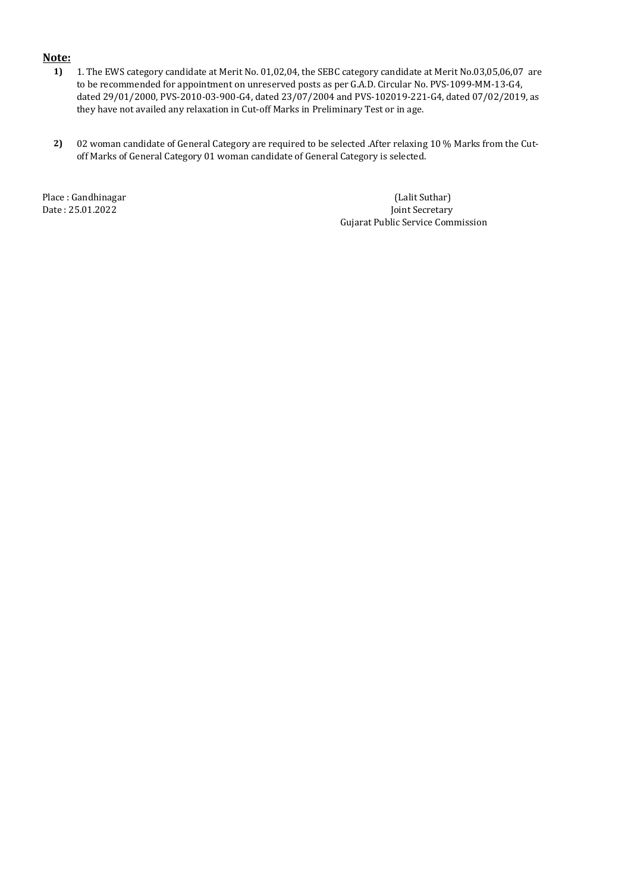**Note:**

1) 1. The EWS category candidate at Merit No. 01,02,04, the SEBC category candidate at Merit No.03,05,06,07 are to be recommended for appointment on unreserved posts as per G.A.D. Circular No. PVS-1099-MM-13-G4, dated 29/01/2000, PVS-2010-03-900-G4, dated 23/07/2004 and PVS-102019-221-G4, dated 07/02/2019, as they have not availed any relaxation in Cut-off Marks in Preliminary Test or in age.

2) 02 woman candidate of General Category are required to be selected .After relaxing 10 % Marks from the Cut-off Marks of General Category 01 woman candidate of General Category is selected.

Place : Gandhinagar
Date : 25.01.2022

(Lalit Suthar)
Joint Secretary
Gujarat Public Service Commission